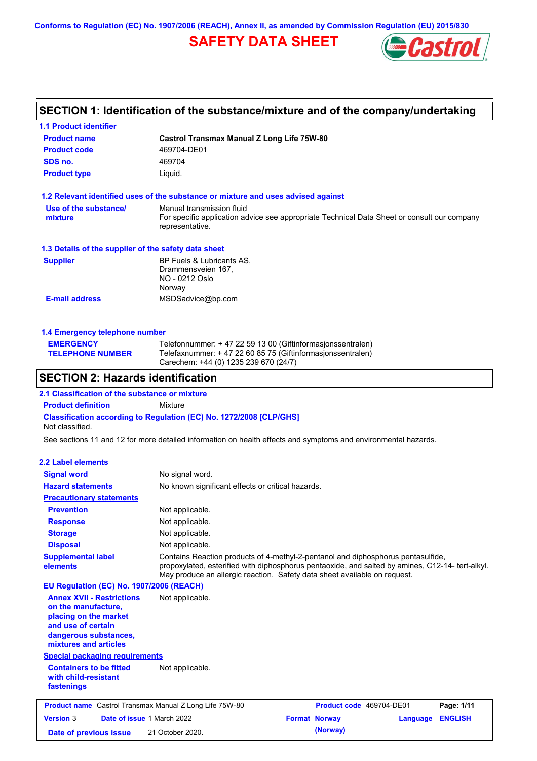Conforms to Regulation (EC) No. 1907/2006 (REACH), Annex II, as amended by Commission Regulation (EU) 2015/830

# SAFETY DATA SHEET

## SECTION 1: Identification of the substance/mixture and of the company/undertaking

### 1.1 Product identifier

| | |
|---|---|
| **Product name** | **Castrol Transmax Manual Z Long Life 75W-80** |
| **Product code** | 469704-DE01 |
| **SDS no.** | 469704 |
| **Product type** | Liquid. |

### 1.2 Relevant identified uses of the substance or mixture and uses advised against

| | |
|---|---|
| **Use of the substance/ mixture** | Manual transmission fluid<br>For specific application advice see appropriate Technical Data Sheet or consult our company representative. |

### 1.3 Details of the supplier of the safety data sheet

| | |
|---|---|
| **Supplier** | BP Fuels & Lubricants AS,<br>Drammensveien 167,<br>NO - 0212 Oslo<br>Norway |
| **E-mail address** | MSDSadvice@bp.com |

### 1.4 Emergency telephone number

| | |
|---|---|
| **EMERGENCY TELEPHONE NUMBER** | Telefonnummer: + 47 22 59 13 00 (Giftinformasjonssentralen)<br>Telefaxnummer: + 47 22 60 85 75 (Giftinformasjonssentralen)<br>Carechem: +44 (0) 1235 239 670 (24/7) |

## SECTION 2: Hazards identification

### 2.1 Classification of the substance or mixture

**Product definition** Mixture

**Classification according to Regulation (EC) No. 1272/2008 [CLP/GHS]**

Not classified.

See sections 11 and 12 for more detailed information on health effects and symptoms and environmental hazards.

### 2.2 Label elements

| | |
|---|---|
| **Signal word** | No signal word. |
| **Hazard statements** | No known significant effects or critical hazards. |
| **Precautionary statements** | |
| **Prevention** | Not applicable. |
| **Response** | Not applicable. |
| **Storage** | Not applicable. |
| **Disposal** | Not applicable. |
| **Supplemental label elements** | Contains Reaction products of 4-methyl-2-pentanol and diphosphorus pentasulfide, propoxylated, esterified with diphosphorus pentaoxide, and salted by amines, C12-14- tert-alkyl. May produce an allergic reaction. Safety data sheet available on request. |

**EU Regulation (EC) No. 1907/2006 (REACH)**

| | |
|---|---|
| **Annex XVII - Restrictions on the manufacture, placing on the market and use of certain dangerous substances, mixtures and articles** | Not applicable. |

**Special packaging requirements**

| | |
|---|---|
| **Containers to be fitted with child-resistant fastenings** | Not applicable. |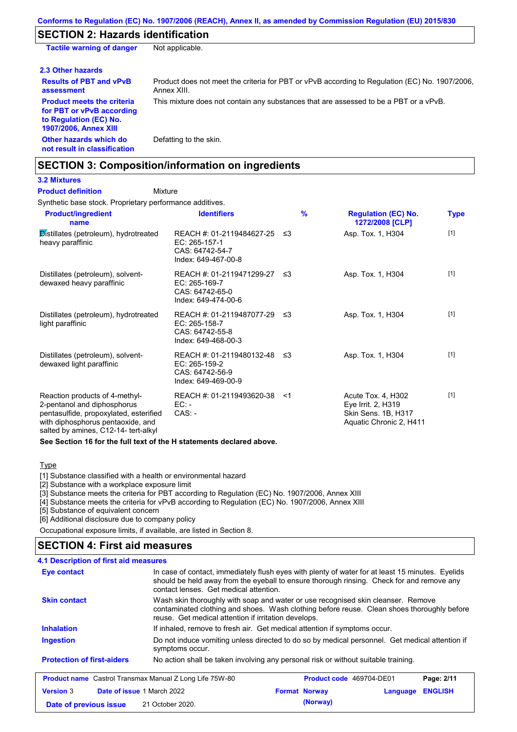Conforms to Regulation (EC) No. 1907/2006 (REACH), Annex II, as amended by Commission Regulation (EU) 2015/830

## SECTION 2: Hazards identification

| | |
|---|---|
| **Tactile warning of danger** | Not applicable. |

### 2.3 Other hazards

| | |
|---|---|
| **Results of PBT and vPvB assessment** | Product does not meet the criteria for PBT or vPvB according to Regulation (EC) No. 1907/2006, Annex XIII. |
| **Product meets the criteria for PBT or vPvB according to Regulation (EC) No. 1907/2006, Annex XIII** | This mixture does not contain any substances that are assessed to be a PBT or a vPvB. |
| **Other hazards which do not result in classification** | Defatting to the skin. |

## SECTION 3: Composition/information on ingredients

### 3.2 Mixtures

**Product definition** Mixture

Synthetic base stock. Proprietary performance additives.

| Product/ingredient name | Identifiers | % | Regulation (EC) No. 1272/2008 [CLP] | Type |
|---|---|---|---|---|
| Distillates (petroleum), hydrotreated heavy paraffinic | REACH #: 01-2119484627-25<br>EC: 265-157-1<br>CAS: 64742-54-7<br>Index: 649-467-00-8 | ≤3 | Asp. Tox. 1, H304 | [1] |
| Distillates (petroleum), solvent-dewaxed heavy paraffinic | REACH #: 01-2119471299-27<br>EC: 265-169-7<br>CAS: 64742-65-0<br>Index: 649-474-00-6 | ≤3 | Asp. Tox. 1, H304 | [1] |
| Distillates (petroleum), hydrotreated light paraffinic | REACH #: 01-2119487077-29<br>EC: 265-158-7<br>CAS: 64742-55-8<br>Index: 649-468-00-3 | ≤3 | Asp. Tox. 1, H304 | [1] |
| Distillates (petroleum), solvent-dewaxed light paraffinic | REACH #: 01-2119480132-48<br>EC: 265-159-2<br>CAS: 64742-56-9<br>Index: 649-469-00-9 | ≤3 | Asp. Tox. 1, H304 | [1] |
| Reaction products of 4-methyl-2-pentanol and diphosphorus pentasulfide, propoxylated, esterified with diphosphorus pentaoxide, and salted by amines, C12-14- tert-alkyl | REACH #: 01-2119493620-38<br>EC: -<br>CAS: - | <1 | Acute Tox. 4, H302<br>Eye Irrit. 2, H319<br>Skin Sens. 1B, H317<br>Aquatic Chronic 2, H411 | [1] |

**See Section 16 for the full text of the H statements declared above.**

Type

[1] Substance classified with a health or environmental hazard
[2] Substance with a workplace exposure limit
[3] Substance meets the criteria for PBT according to Regulation (EC) No. 1907/2006, Annex XIII
[4] Substance meets the criteria for vPvB according to Regulation (EC) No. 1907/2006, Annex XIII
[5] Substance of equivalent concern
[6] Additional disclosure due to company policy

Occupational exposure limits, if available, are listed in Section 8.

## SECTION 4: First aid measures

### 4.1 Description of first aid measures

| | |
|---|---|
| **Eye contact** | In case of contact, immediately flush eyes with plenty of water for at least 15 minutes. Eyelids should be held away from the eyeball to ensure thorough rinsing. Check for and remove any contact lenses. Get medical attention. |
| **Skin contact** | Wash skin thoroughly with soap and water or use recognised skin cleanser. Remove contaminated clothing and shoes. Wash clothing before reuse. Clean shoes thoroughly before reuse. Get medical attention if irritation develops. |
| **Inhalation** | If inhaled, remove to fresh air. Get medical attention if symptoms occur. |
| **Ingestion** | Do not induce vomiting unless directed to do so by medical personnel. Get medical attention if symptoms occur. |
| **Protection of first-aiders** | No action shall be taken involving any personal risk or without suitable training. |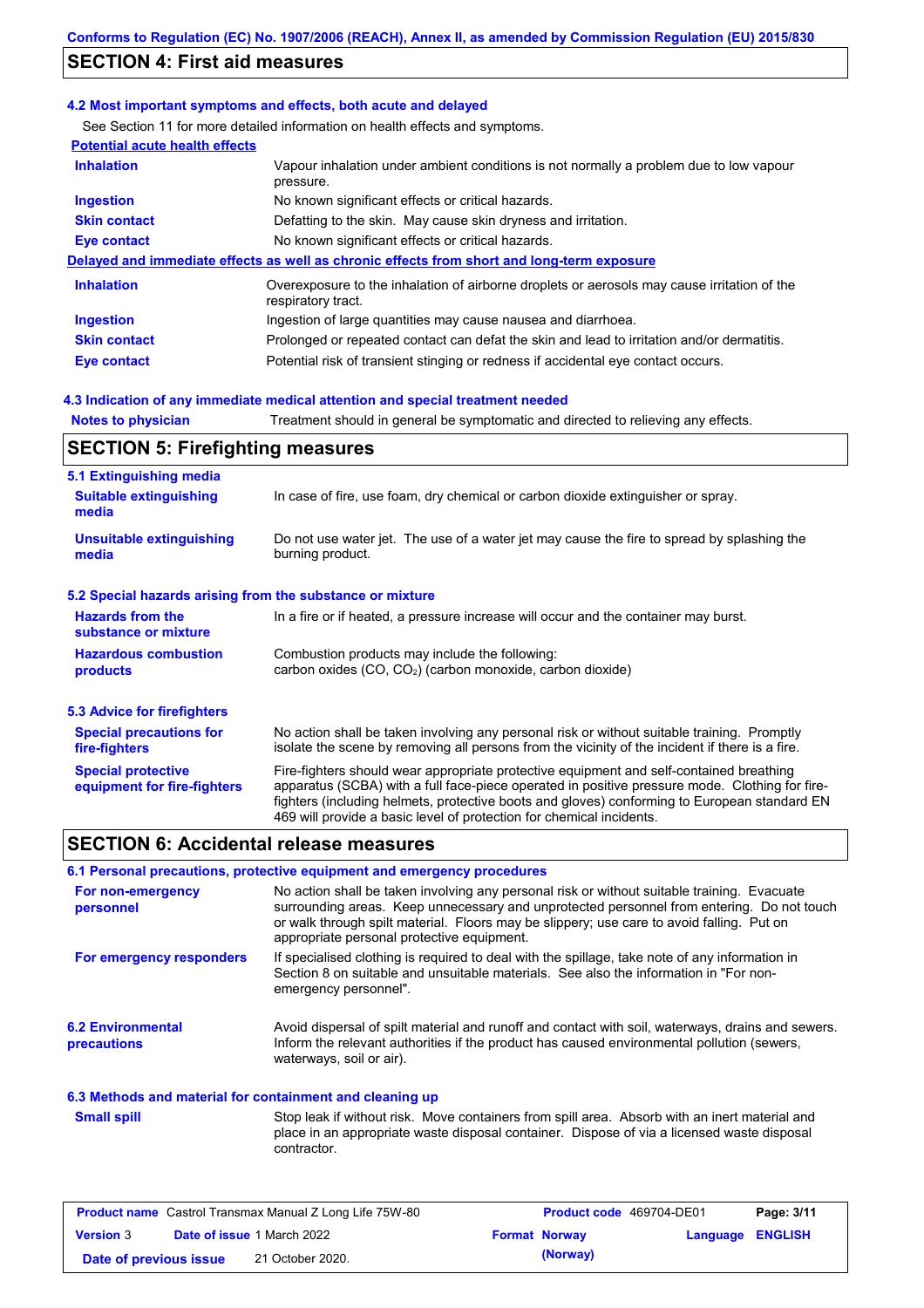## SECTION 4: First aid measures

### 4.2 Most important symptoms and effects, both acute and delayed

See Section 11 for more detailed information on health effects and symptoms.

**Potential acute health effects**

| | |
|---|---|
| **Inhalation** | Vapour inhalation under ambient conditions is not normally a problem due to low vapour pressure. |
| **Ingestion** | No known significant effects or critical hazards. |
| **Skin contact** | Defatting to the skin. May cause skin dryness and irritation. |
| **Eye contact** | No known significant effects or critical hazards. |

**Delayed and immediate effects as well as chronic effects from short and long-term exposure**

| | |
|---|---|
| **Inhalation** | Overexposure to the inhalation of airborne droplets or aerosols may cause irritation of the respiratory tract. |
| **Ingestion** | Ingestion of large quantities may cause nausea and diarrhoea. |
| **Skin contact** | Prolonged or repeated contact can defat the skin and lead to irritation and/or dermatitis. |
| **Eye contact** | Potential risk of transient stinging or redness if accidental eye contact occurs. |

### 4.3 Indication of any immediate medical attention and special treatment needed

| | |
|---|---|
| **Notes to physician** | Treatment should in general be symptomatic and directed to relieving any effects. |

## SECTION 5: Firefighting measures

### 5.1 Extinguishing media

| | |
|---|---|
| **Suitable extinguishing media** | In case of fire, use foam, dry chemical or carbon dioxide extinguisher or spray. |
| **Unsuitable extinguishing media** | Do not use water jet. The use of a water jet may cause the fire to spread by splashing the burning product. |

### 5.2 Special hazards arising from the substance or mixture

| | |
|---|---|
| **Hazards from the substance or mixture** | In a fire or if heated, a pressure increase will occur and the container may burst. |
| **Hazardous combustion products** | Combustion products may include the following: carbon oxides (CO, $CO_2$) (carbon monoxide, carbon dioxide) |

### 5.3 Advice for firefighters

| | |
|---|---|
| **Special precautions for fire-fighters** | No action shall be taken involving any personal risk or without suitable training. Promptly isolate the scene by removing all persons from the vicinity of the incident if there is a fire. |
| **Special protective equipment for fire-fighters** | Fire-fighters should wear appropriate protective equipment and self-contained breathing apparatus (SCBA) with a full face-piece operated in positive pressure mode. Clothing for fire-fighters (including helmets, protective boots and gloves) conforming to European standard EN 469 will provide a basic level of protection for chemical incidents. |

## SECTION 6: Accidental release measures

### 6.1 Personal precautions, protective equipment and emergency procedures

| | |
|---|---|
| **For non-emergency personnel** | No action shall be taken involving any personal risk or without suitable training. Evacuate surrounding areas. Keep unnecessary and unprotected personnel from entering. Do not touch or walk through spilt material. Floors may be slippery; use care to avoid falling. Put on appropriate personal protective equipment. |
| **For emergency responders** | If specialised clothing is required to deal with the spillage, take note of any information in Section 8 on suitable and unsuitable materials. See also the information in "For non-emergency personnel". |

| | |
|---|---|
| **6.2 Environmental precautions** | Avoid dispersal of spilt material and runoff and contact with soil, waterways, drains and sewers. Inform the relevant authorities if the product has caused environmental pollution (sewers, waterways, soil or air). |

### 6.3 Methods and material for containment and cleaning up

| | |
|---|---|
| **Small spill** | Stop leak if without risk. Move containers from spill area. Absorb with an inert material and place in an appropriate waste disposal container. Dispose of via a licensed waste disposal contractor. |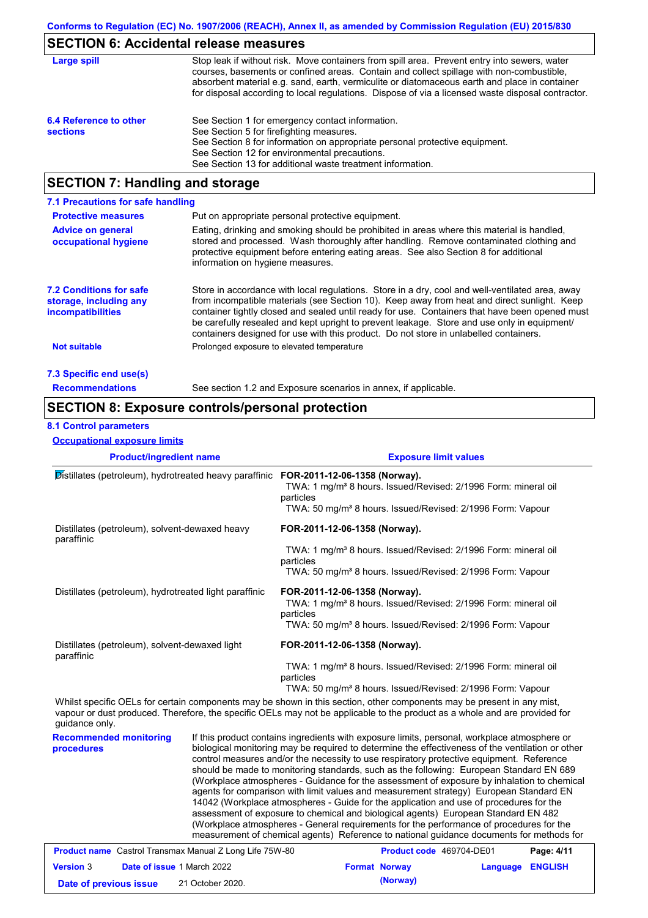## SECTION 6: Accidental release measures

| | |
|---|---|
| **Large spill** | Stop leak if without risk. Move containers from spill area. Prevent entry into sewers, water courses, basements or confined areas. Contain and collect spillage with non-combustible, absorbent material e.g. sand, earth, vermiculite or diatomaceous earth and place in container for disposal according to local regulations. Dispose of via a licensed waste disposal contractor. |
| **6.4 Reference to other sections** | See Section 1 for emergency contact information. See Section 5 for firefighting measures. See Section 8 for information on appropriate personal protective equipment. See Section 12 for environmental precautions. See Section 13 for additional waste treatment information. |

## SECTION 7: Handling and storage

### 7.1 Precautions for safe handling

| | |
|---|---|
| **Protective measures** | Put on appropriate personal protective equipment. |
| **Advice on general occupational hygiene** | Eating, drinking and smoking should be prohibited in areas where this material is handled, stored and processed. Wash thoroughly after handling. Remove contaminated clothing and protective equipment before entering eating areas. See also Section 8 for additional information on hygiene measures. |
| **7.2 Conditions for safe storage, including any incompatibilities** | Store in accordance with local regulations. Store in a dry, cool and well-ventilated area, away from incompatible materials (see Section 10). Keep away from heat and direct sunlight. Keep container tightly closed and sealed until ready for use. Containers that have been opened must be carefully resealed and kept upright to prevent leakage. Store and use only in equipment/containers designed for use with this product. Do not store in unlabelled containers. |
| **Not suitable** | Prolonged exposure to elevated temperature |

### 7.3 Specific end use(s)

| | |
|---|---|
| **Recommendations** | See section 1.2 and Exposure scenarios in annex, if applicable. |

## SECTION 8: Exposure controls/personal protection

### 8.1 Control parameters

**Occupational exposure limits**

| Product/ingredient name | Exposure limit values |
|---|---|
| Distillates (petroleum), hydrotreated heavy paraffinic | **FOR-2011-12-06-1358 (Norway).**<br>TWA: 1 mg/m³ 8 hours. Issued/Revised: 2/1996 Form: mineral oil particles<br>TWA: 50 mg/m³ 8 hours. Issued/Revised: 2/1996 Form: Vapour |
| Distillates (petroleum), solvent-dewaxed heavy paraffinic | **FOR-2011-12-06-1358 (Norway).**<br>TWA: 1 mg/m³ 8 hours. Issued/Revised: 2/1996 Form: mineral oil particles<br>TWA: 50 mg/m³ 8 hours. Issued/Revised: 2/1996 Form: Vapour |
| Distillates (petroleum), hydrotreated light paraffinic | **FOR-2011-12-06-1358 (Norway).**<br>TWA: 1 mg/m³ 8 hours. Issued/Revised: 2/1996 Form: mineral oil particles<br>TWA: 50 mg/m³ 8 hours. Issued/Revised: 2/1996 Form: Vapour |
| Distillates (petroleum), solvent-dewaxed light paraffinic | **FOR-2011-12-06-1358 (Norway).**<br>TWA: 1 mg/m³ 8 hours. Issued/Revised: 2/1996 Form: mineral oil particles<br>TWA: 50 mg/m³ 8 hours. Issued/Revised: 2/1996 Form: Vapour |

Whilst specific OELs for certain components may be shown in this section, other components may be present in any mist, vapour or dust produced. Therefore, the specific OELs may not be applicable to the product as a whole and are provided for guidance only.

| | |
|---|---|
| **Recommended monitoring procedures** | If this product contains ingredients with exposure limits, personal, workplace atmosphere or biological monitoring may be required to determine the effectiveness of the ventilation or other control measures and/or the necessity to use respiratory protective equipment. Reference should be made to monitoring standards, such as the following: European Standard EN 689 (Workplace atmospheres - Guidance for the assessment of exposure by inhalation to chemical agents for comparison with limit values and measurement strategy) European Standard EN 14042 (Workplace atmospheres - Guide for the application and use of procedures for the assessment of exposure to chemical and biological agents) European Standard EN 482 (Workplace atmospheres - General requirements for the performance of procedures for the measurement of chemical agents) Reference to national guidance documents for methods for |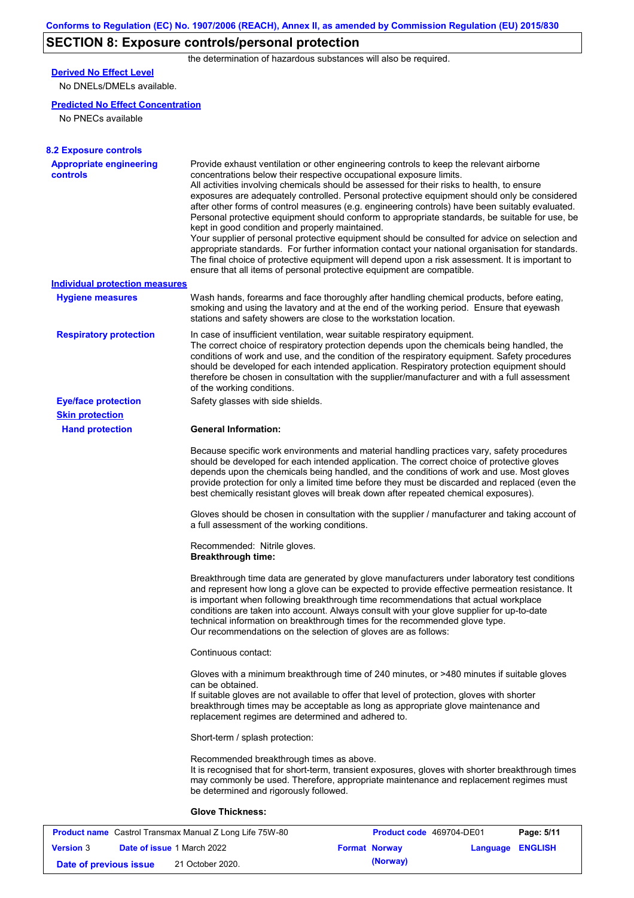## SECTION 8: Exposure controls/personal protection

the determination of hazardous substances will also be required.

**Derived No Effect Level**

No DNELs/DMELs available.

**Predicted No Effect Concentration**

No PNECs available

### 8.2 Exposure controls

**Appropriate engineering controls**

Provide exhaust ventilation or other engineering controls to keep the relevant airborne concentrations below their respective occupational exposure limits.
All activities involving chemicals should be assessed for their risks to health, to ensure exposures are adequately controlled. Personal protective equipment should only be considered after other forms of control measures (e.g. engineering controls) have been suitably evaluated. Personal protective equipment should conform to appropriate standards, be suitable for use, be kept in good condition and properly maintained.
Your supplier of personal protective equipment should be consulted for advice on selection and appropriate standards. For further information contact your national organisation for standards.
The final choice of protective equipment will depend upon a risk assessment. It is important to ensure that all items of personal protective equipment are compatible.

**Individual protection measures**

**Hygiene measures**

Wash hands, forearms and face thoroughly after handling chemical products, before eating, smoking and using the lavatory and at the end of the working period. Ensure that eyewash stations and safety showers are close to the workstation location.

**Respiratory protection**

In case of insufficient ventilation, wear suitable respiratory equipment.
The correct choice of respiratory protection depends upon the chemicals being handled, the conditions of work and use, and the condition of the respiratory equipment. Safety procedures should be developed for each intended application. Respiratory protection equipment should therefore be chosen in consultation with the supplier/manufacturer and with a full assessment of the working conditions.

**Eye/face protection**

Safety glasses with side shields.

**Skin protection**

**Hand protection**

**General Information:**

Because specific work environments and material handling practices vary, safety procedures should be developed for each intended application. The correct choice of protective gloves depends upon the chemicals being handled, and the conditions of work and use. Most gloves provide protection for only a limited time before they must be discarded and replaced (even the best chemically resistant gloves will break down after repeated chemical exposures).

Gloves should be chosen in consultation with the supplier / manufacturer and taking account of a full assessment of the working conditions.

Recommended: Nitrile gloves.
**Breakthrough time:**

Breakthrough time data are generated by glove manufacturers under laboratory test conditions and represent how long a glove can be expected to provide effective permeation resistance. It is important when following breakthrough time recommendations that actual workplace conditions are taken into account. Always consult with your glove supplier for up-to-date technical information on breakthrough times for the recommended glove type.
Our recommendations on the selection of gloves are as follows:

Continuous contact:

Gloves with a minimum breakthrough time of 240 minutes, or >480 minutes if suitable gloves can be obtained.
If suitable gloves are not available to offer that level of protection, gloves with shorter breakthrough times may be acceptable as long as appropriate glove maintenance and replacement regimes are determined and adhered to.

Short-term / splash protection:

Recommended breakthrough times as above.
It is recognised that for short-term, transient exposures, gloves with shorter breakthrough times may commonly be used. Therefore, appropriate maintenance and replacement regimes must be determined and rigorously followed.

**Glove Thickness:**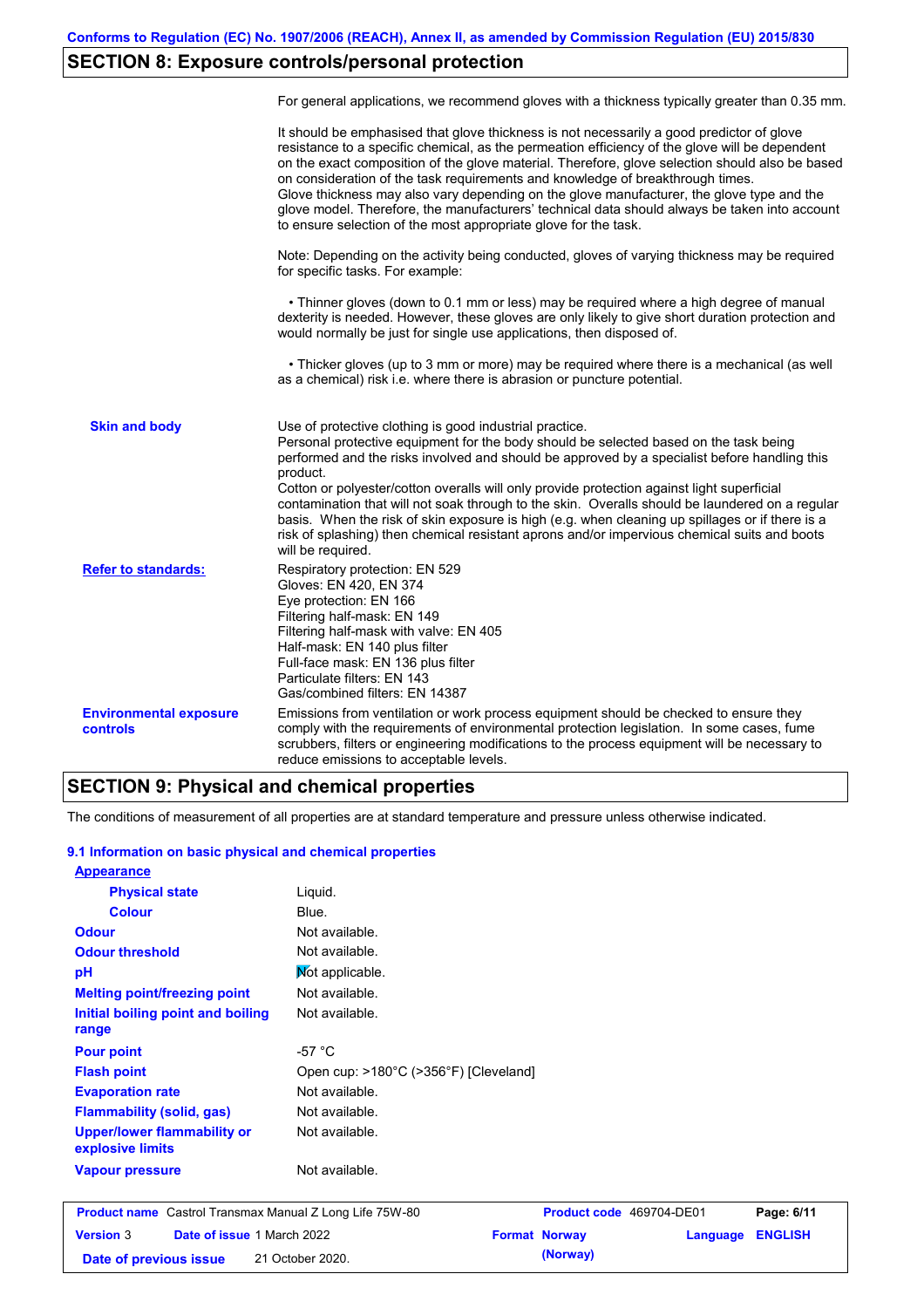## SECTION 8: Exposure controls/personal protection

For general applications, we recommend gloves with a thickness typically greater than 0.35 mm.

It should be emphasised that glove thickness is not necessarily a good predictor of glove resistance to a specific chemical, as the permeation efficiency of the glove will be dependent on the exact composition of the glove material. Therefore, glove selection should also be based on consideration of the task requirements and knowledge of breakthrough times.
Glove thickness may also vary depending on the glove manufacturer, the glove type and the glove model. Therefore, the manufacturers' technical data should always be taken into account to ensure selection of the most appropriate glove for the task.

Note: Depending on the activity being conducted, gloves of varying thickness may be required for specific tasks. For example:

• Thinner gloves (down to 0.1 mm or less) may be required where a high degree of manual dexterity is needed. However, these gloves are only likely to give short duration protection and would normally be just for single use applications, then disposed of.

• Thicker gloves (up to 3 mm or more) may be required where there is a mechanical (as well as a chemical) risk i.e. where there is abrasion or puncture potential.

**Skin and body**

Use of protective clothing is good industrial practice.
Personal protective equipment for the body should be selected based on the task being performed and the risks involved and should be approved by a specialist before handling this product.
Cotton or polyester/cotton overalls will only provide protection against light superficial contamination that will not soak through to the skin. Overalls should be laundered on a regular basis. When the risk of skin exposure is high (e.g. when cleaning up spillages or if there is a risk of splashing) then chemical resistant aprons and/or impervious chemical suits and boots will be required.

**Refer to standards:**

Respiratory protection: EN 529
Gloves: EN 420, EN 374
Eye protection: EN 166
Filtering half-mask: EN 149
Filtering half-mask with valve: EN 405
Half-mask: EN 140 plus filter
Full-face mask: EN 136 plus filter
Particulate filters: EN 143
Gas/combined filters: EN 14387

**Environmental exposure controls**

Emissions from ventilation or work process equipment should be checked to ensure they comply with the requirements of environmental protection legislation. In some cases, fume scrubbers, filters or engineering modifications to the process equipment will be necessary to reduce emissions to acceptable levels.

## SECTION 9: Physical and chemical properties

The conditions of measurement of all properties are at standard temperature and pressure unless otherwise indicated.

### 9.1 Information on basic physical and chemical properties

**Appearance**

| | |
|---|---|
| **Physical state** | Liquid. |
| **Colour** | Blue. |
| **Odour** | Not available. |
| **Odour threshold** | Not available. |
| **pH** | Not applicable. |
| **Melting point/freezing point** | Not available. |
| **Initial boiling point and boiling range** | Not available. |
| **Pour point** | -57 °C |
| **Flash point** | Open cup: >180°C (>356°F) [Cleveland] |
| **Evaporation rate** | Not available. |
| **Flammability (solid, gas)** | Not available. |
| **Upper/lower flammability or explosive limits** | Not available. |
| **Vapour pressure** | Not available. |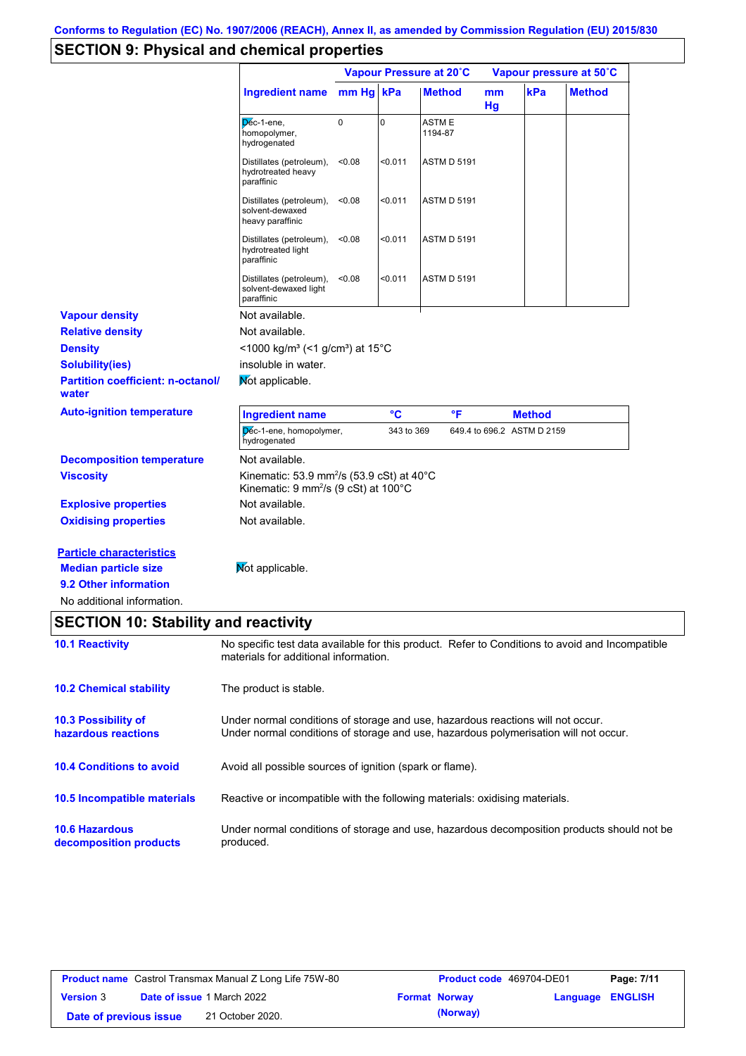Conforms to Regulation (EC) No. 1907/2006 (REACH), Annex II, as amended by Commission Regulation (EU) 2015/830

## SECTION 9: Physical and chemical properties

| | Vapour Pressure at 20˚C | | | Vapour pressure at 50˚C | | |
|---|---|---|---|---|---|---|
| **Ingredient name** | **mm Hg** | **kPa** | **Method** | **mm Hg** | **kPa** | **Method** |
| Déc-1-ene, homopolymer, hydrogenated | 0 | 0 | ASTM E 1194-87 | | | |
| Distillates (petroleum), hydrotreated heavy paraffinic | <0.08 | <0.011 | ASTM D 5191 | | | |
| Distillates (petroleum), solvent-dewaxed heavy paraffinic | <0.08 | <0.011 | ASTM D 5191 | | | |
| Distillates (petroleum), hydrotreated light paraffinic | <0.08 | <0.011 | ASTM D 5191 | | | |
| Distillates (petroleum), solvent-dewaxed light paraffinic | <0.08 | <0.011 | ASTM D 5191 | | | |

**Vapour density**: Not available.

**Relative density**: Not available.

**Density**: <1000 kg/m³ (<1 g/cm³) at 15°C

**Solubility(ies)**: insoluble in water.

**Partition coefficient: n-octanol/ water**: Not applicable.

**Auto-ignition temperature**

| Ingredient name | °C | °F | Method |
|---|---|---|---|
| Déc-1-ene, homopolymer, hydrogenated | 343 to 369 | 649.4 to 696.2 | ASTM D 2159 |

**Decomposition temperature**: Not available.

**Viscosity**: Kinematic: 53.9 mm²/s (53.9 cSt) at 40°C
Kinematic: 9 mm²/s (9 cSt) at 100°C

**Explosive properties**: Not available.

**Oxidising properties**: Not available.

**Particle characteristics**

**Median particle size**: Not applicable.

**9.2 Other information**

No additional information.

## SECTION 10: Stability and reactivity

**10.1 Reactivity**: No specific test data available for this product. Refer to Conditions to avoid and Incompatible materials for additional information.

**10.2 Chemical stability**: The product is stable.

**10.3 Possibility of hazardous reactions**: Under normal conditions of storage and use, hazardous reactions will not occur.
Under normal conditions of storage and use, hazardous polymerisation will not occur.

**10.4 Conditions to avoid**: Avoid all possible sources of ignition (spark or flame).

**10.5 Incompatible materials**: Reactive or incompatible with the following materials: oxidising materials.

**10.6 Hazardous decomposition products**: Under normal conditions of storage and use, hazardous decomposition products should not be produced.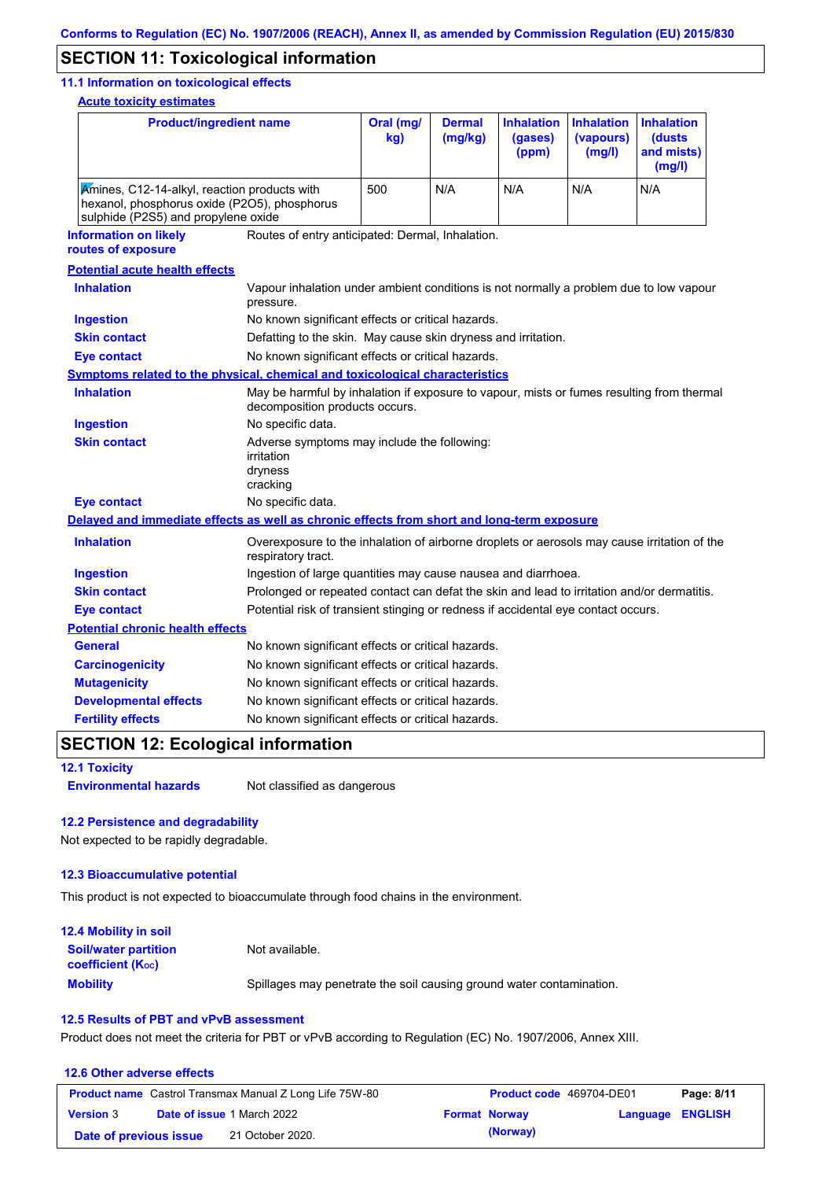# SECTION 11: Toxicological information

## 11.1 Information on toxicological effects

### Acute toxicity estimates

| Product/ingredient name | Oral (mg/kg) | Dermal (mg/kg) | Inhalation (gases) (ppm) | Inhalation (vapours) (mg/l) | Inhalation (dusts and mists) (mg/l) |
|---|---|---|---|---|---|
| Amines, C12-14-alkyl, reaction products with hexanol, phosphorus oxide (P2O5), phosphorus sulphide (P2S5) and propylene oxide | 500 | N/A | N/A | N/A | N/A |

**Information on likely routes of exposure**: Routes of entry anticipated: Dermal, Inhalation.

### Potential acute health effects

**Inhalation**: Vapour inhalation under ambient conditions is not normally a problem due to low vapour pressure.

**Ingestion**: No known significant effects or critical hazards.

**Skin contact**: Defatting to the skin. May cause skin dryness and irritation.

**Eye contact**: No known significant effects or critical hazards.

### Symptoms related to the physical, chemical and toxicological characteristics

**Inhalation**: May be harmful by inhalation if exposure to vapour, mists or fumes resulting from thermal decomposition products occurs.

**Ingestion**: No specific data.

**Skin contact**: Adverse symptoms may include the following:
irritation
dryness
cracking

**Eye contact**: No specific data.

### Delayed and immediate effects as well as chronic effects from short and long-term exposure

**Inhalation**: Overexposure to the inhalation of airborne droplets or aerosols may cause irritation of the respiratory tract.

**Ingestion**: Ingestion of large quantities may cause nausea and diarrhoea.

**Skin contact**: Prolonged or repeated contact can defat the skin and lead to irritation and/or dermatitis.

**Eye contact**: Potential risk of transient stinging or redness if accidental eye contact occurs.

### Potential chronic health effects

**General**: No known significant effects or critical hazards.

**Carcinogenicity**: No known significant effects or critical hazards.

**Mutagenicity**: No known significant effects or critical hazards.

**Developmental effects**: No known significant effects or critical hazards.

**Fertility effects**: No known significant effects or critical hazards.

# SECTION 12: Ecological information

## 12.1 Toxicity

**Environmental hazards**: Not classified as dangerous

## 12.2 Persistence and degradability

Not expected to be rapidly degradable.

## 12.3 Bioaccumulative potential

This product is not expected to bioaccumulate through food chains in the environment.

## 12.4 Mobility in soil

**Soil/water partition coefficient ($K_{OC}$)**: Not available.

**Mobility**: Spillages may penetrate the soil causing ground water contamination.

## 12.5 Results of PBT and vPvB assessment

Product does not meet the criteria for PBT or vPvB according to Regulation (EC) No. 1907/2006, Annex XIII.

## 12.6 Other adverse effects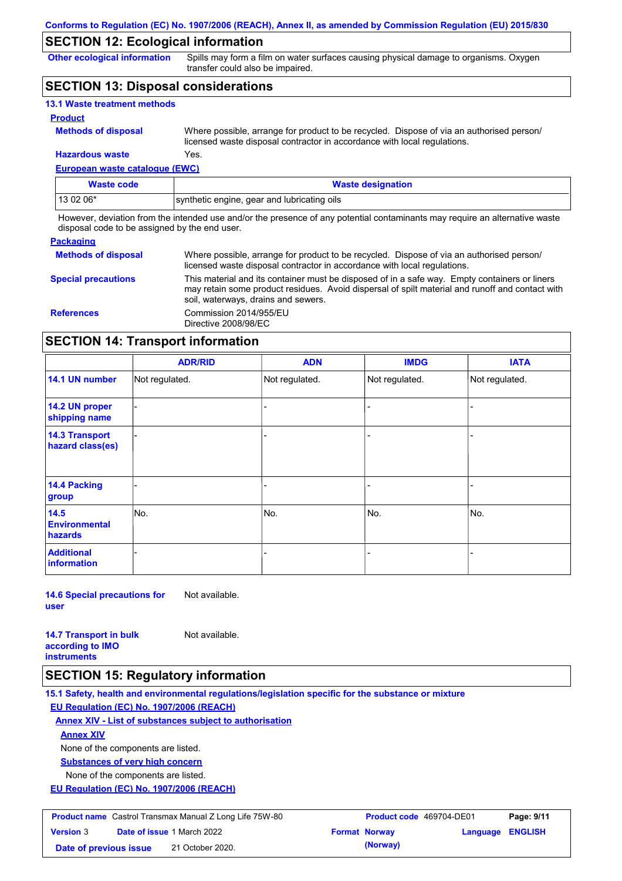Conforms to Regulation (EC) No. 1907/2006 (REACH), Annex II, as amended by Commission Regulation (EU) 2015/830

## SECTION 12: Ecological information

**Other ecological information** Spills may form a film on water surfaces causing physical damage to organisms. Oxygen transfer could also be impaired.

## SECTION 13: Disposal considerations

### 13.1 Waste treatment methods

**Product**

**Methods of disposal** Where possible, arrange for product to be recycled. Dispose of via an authorised person/ licensed waste disposal contractor in accordance with local regulations.

**Hazardous waste** Yes.

**European waste catalogue (EWC)**

| Waste code | Waste designation |
|---|---|
| 13 02 06* | synthetic engine, gear and lubricating oils |

However, deviation from the intended use and/or the presence of any potential contaminants may require an alternative waste disposal code to be assigned by the end user.

**Packaging**

**Methods of disposal** Where possible, arrange for product to be recycled. Dispose of via an authorised person/ licensed waste disposal contractor in accordance with local regulations.

**Special precautions** This material and its container must be disposed of in a safe way. Empty containers or liners may retain some product residues. Avoid dispersal of spilt material and runoff and contact with soil, waterways, drains and sewers.

**References** Commission 2014/955/EU
Directive 2008/98/EC

## SECTION 14: Transport information

| | ADR/RID | ADN | IMDG | IATA |
|---|---|---|---|---|
| 14.1 UN number | Not regulated. | Not regulated. | Not regulated. | Not regulated. |
| 14.2 UN proper shipping name | - | - | - | - |
| 14.3 Transport hazard class(es) | - | - | - | - |
| 14.4 Packing group | - | - | - | - |
| 14.5 Environmental hazards | No. | No. | No. | No. |
| Additional information | - | - | - | - |

**14.6 Special precautions for user** Not available.

**14.7 Transport in bulk according to IMO instruments** Not available.

## SECTION 15: Regulatory information

### 15.1 Safety, health and environmental regulations/legislation specific for the substance or mixture

**EU Regulation (EC) No. 1907/2006 (REACH)**

**Annex XIV - List of substances subject to authorisation**

**Annex XIV**

None of the components are listed.

**Substances of very high concern**

None of the components are listed.

**EU Regulation (EC) No. 1907/2006 (REACH)**

| | | | |
|---|---|---|---|
| **Product name** Castrol Transmax Manual Z Long Life 75W-80 | | **Product code** 469704-DE01 | |
| **Version** 3 | **Date of issue** 1 March 2022 | **Format** Norway (Norway) | **Language** ENGLISH |
| **Date of previous issue** | 21 October 2020. | | |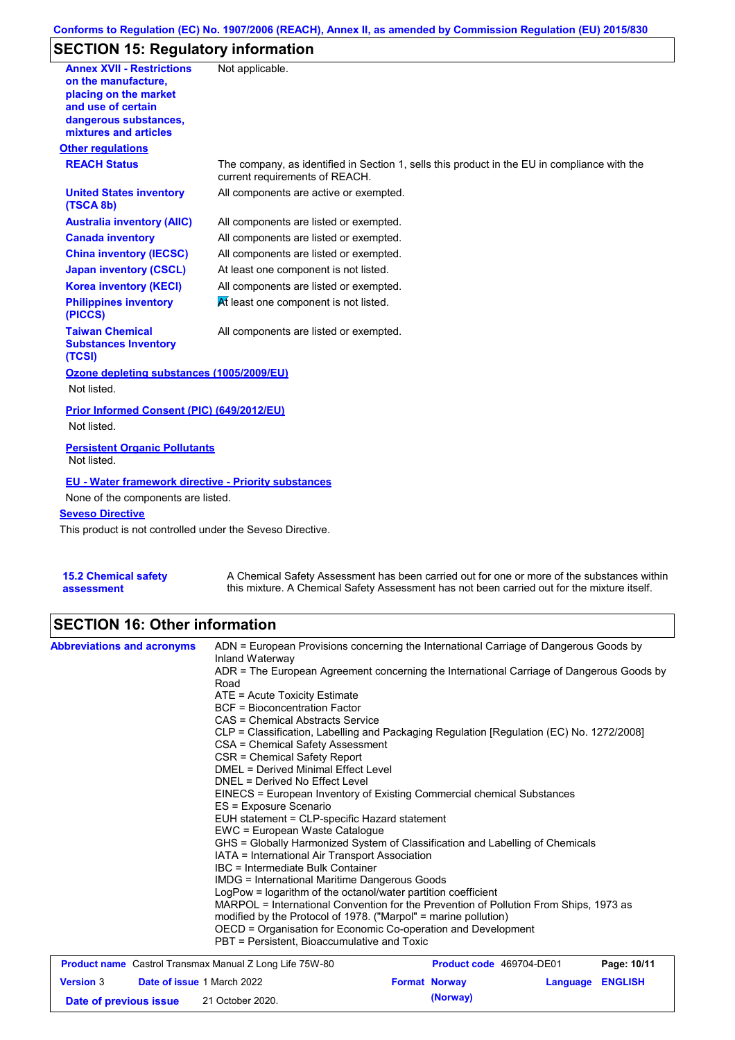## SECTION 15: Regulatory information

| | |
|---|---|
| **Annex XVII - Restrictions on the manufacture, placing on the market and use of certain dangerous substances, mixtures and articles** | Not applicable. |

**Other regulations**

| | |
|---|---|
| **REACH Status** | The company, as identified in Section 1, sells this product in the EU in compliance with the current requirements of REACH. |
| **United States inventory (TSCA 8b)** | All components are active or exempted. |
| **Australia inventory (AIIC)** | All components are listed or exempted. |
| **Canada inventory** | All components are listed or exempted. |
| **China inventory (IECSC)** | All components are listed or exempted. |
| **Japan inventory (CSCL)** | At least one component is not listed. |
| **Korea inventory (KECI)** | All components are listed or exempted. |
| **Philippines inventory (PICCS)** | At least one component is not listed. |
| **Taiwan Chemical Substances Inventory (TCSI)** | All components are listed or exempted. |

**Ozone depleting substances (1005/2009/EU)**

Not listed.

**Prior Informed Consent (PIC) (649/2012/EU)**

Not listed.

**Persistent Organic Pollutants**

Not listed.

**EU - Water framework directive - Priority substances**

None of the components are listed.

**Seveso Directive**

This product is not controlled under the Seveso Directive.

**15.2 Chemical safety assessment**

A Chemical Safety Assessment has been carried out for one or more of the substances within this mixture. A Chemical Safety Assessment has not been carried out for the mixture itself.

## SECTION 16: Other information

**Abbreviations and acronyms**

ADN = European Provisions concerning the International Carriage of Dangerous Goods by Inland Waterway
ADR = The European Agreement concerning the International Carriage of Dangerous Goods by Road
ATE = Acute Toxicity Estimate
BCF = Bioconcentration Factor
CAS = Chemical Abstracts Service
CLP = Classification, Labelling and Packaging Regulation [Regulation (EC) No. 1272/2008]
CSA = Chemical Safety Assessment
CSR = Chemical Safety Report
DMEL = Derived Minimal Effect Level
DNEL = Derived No Effect Level
EINECS = European Inventory of Existing Commercial chemical Substances
ES = Exposure Scenario
EUH statement = CLP-specific Hazard statement
EWC = European Waste Catalogue
GHS = Globally Harmonized System of Classification and Labelling of Chemicals
IATA = International Air Transport Association
IBC = Intermediate Bulk Container
IMDG = International Maritime Dangerous Goods
LogPow = logarithm of the octanol/water partition coefficient
MARPOL = International Convention for the Prevention of Pollution From Ships, 1973 as modified by the Protocol of 1978. ("Marpol" = marine pollution)
OECD = Organisation for Economic Co-operation and Development
PBT = Persistent, Bioaccumulative and Toxic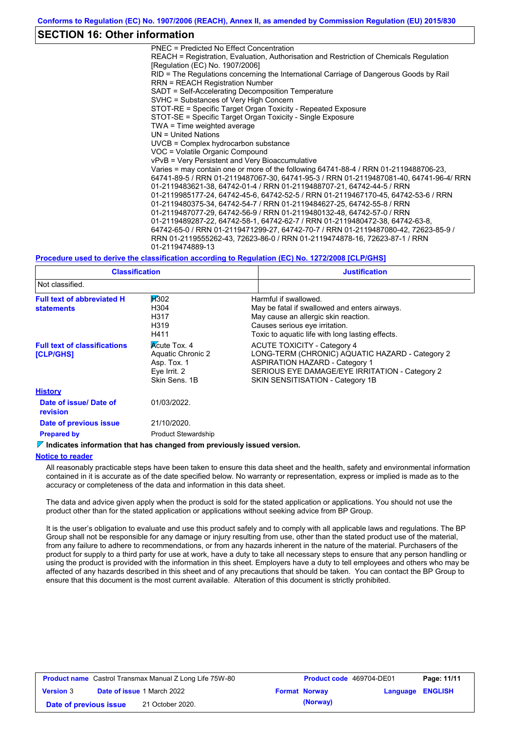## SECTION 16: Other information

PNEC = Predicted No Effect Concentration
REACH = Registration, Evaluation, Authorisation and Restriction of Chemicals Regulation [Regulation (EC) No. 1907/2006]
RID = The Regulations concerning the International Carriage of Dangerous Goods by Rail
RRN = REACH Registration Number
SADT = Self-Accelerating Decomposition Temperature
SVHC = Substances of Very High Concern
STOT-RE = Specific Target Organ Toxicity - Repeated Exposure
STOT-SE = Specific Target Organ Toxicity - Single Exposure
TWA = Time weighted average
UN = United Nations
UVCB = Complex hydrocarbon substance
VOC = Volatile Organic Compound
vPvB = Very Persistent and Very Bioaccumulative
Varies = may contain one or more of the following 64741-88-4 / RRN 01-2119488706-23, 64741-89-5 / RRN 01-2119487067-30, 64741-95-3 / RRN 01-2119487081-40, 64741-96-4/ RRN 01-2119483621-38, 64742-01-4 / RRN 01-2119488707-21, 64742-44-5 / RRN 01-2119985177-24, 64742-45-6, 64742-52-5 / RRN 01-2119467170-45, 64742-53-6 / RRN 01-2119480375-34, 64742-54-7 / RRN 01-2119484627-25, 64742-55-8 / RRN 01-2119487077-29, 64742-56-9 / RRN 01-2119480132-48, 64742-57-0 / RRN 01-2119489287-22, 64742-58-1, 64742-62-7 / RRN 01-2119480472-38, 64742-63-8, 64742-65-0 / RRN 01-2119471299-27, 64742-70-7 / RRN 01-2119487080-42, 72623-85-9 / RRN 01-2119555262-43, 72623-86-0 / RRN 01-2119474878-16, 72623-87-1 / RRN 01-2119474889-13

**Procedure used to derive the classification according to Regulation (EC) No. 1272/2008 [CLP/GHS]**

| Classification | Justification |
|---|---|
| Not classified. | |

**Full text of abbreviated H statements**

| | |
|---|---|
| H302 | Harmful if swallowed. |
| H304 | May be fatal if swallowed and enters airways. |
| H317 | May cause an allergic skin reaction. |
| H319 | Causes serious eye irritation. |
| H411 | Toxic to aquatic life with long lasting effects. |

**Full text of classifications [CLP/GHS]**

| | |
|---|---|
| Acute Tox. 4 | ACUTE TOXICITY - Category 4 |
| Aquatic Chronic 2 | LONG-TERM (CHRONIC) AQUATIC HAZARD - Category 2 |
| Asp. Tox. 1 | ASPIRATION HAZARD - Category 1 |
| Eye Irrit. 2 | SERIOUS EYE DAMAGE/EYE IRRITATION - Category 2 |
| Skin Sens. 1B | SKIN SENSITISATION - Category 1B |

**History**

**Date of issue/ Date of revision** 01/03/2022.

**Date of previous issue** 21/10/2020.

**Prepared by** Product Stewardship

**Indicates information that has changed from previously issued version.**

**Notice to reader**

All reasonably practicable steps have been taken to ensure this data sheet and the health, safety and environmental information contained in it is accurate as of the date specified below. No warranty or representation, express or implied is made as to the accuracy or completeness of the data and information in this data sheet.

The data and advice given apply when the product is sold for the stated application or applications. You should not use the product other than for the stated application or applications without seeking advice from BP Group.

It is the user's obligation to evaluate and use this product safely and to comply with all applicable laws and regulations. The BP Group shall not be responsible for any damage or injury resulting from use, other than the stated product use of the material, from any failure to adhere to recommendations, or from any hazards inherent in the nature of the material. Purchasers of the product for supply to a third party for use at work, have a duty to take all necessary steps to ensure that any person handling or using the product is provided with the information in this sheet. Employers have a duty to tell employees and others who may be affected of any hazards described in this sheet and of any precautions that should be taken. You can contact the BP Group to ensure that this document is the most current available. Alteration of this document is strictly prohibited.